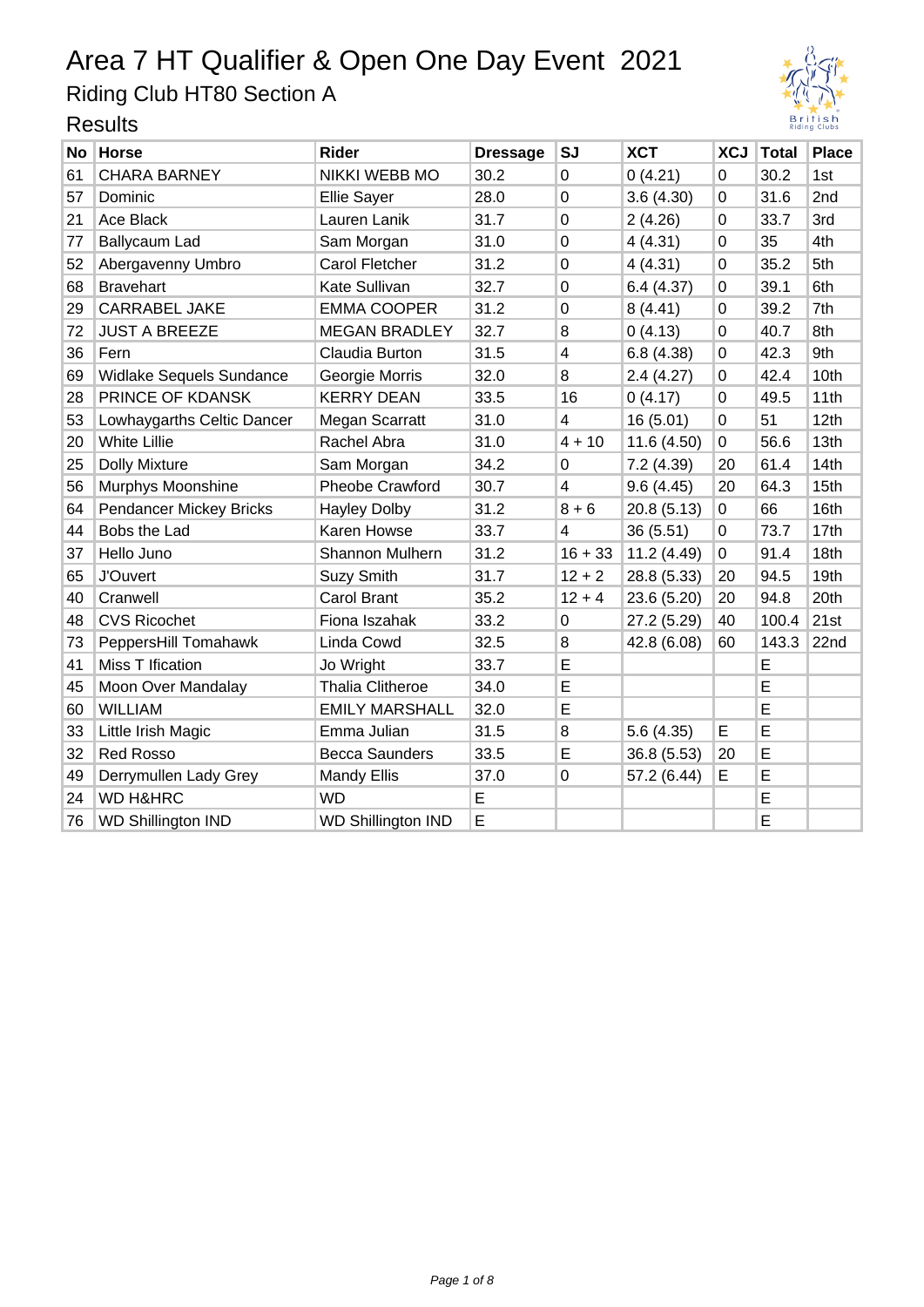# Area 7 HT Qualifier & Open One Day Event 2021

## Riding Club HT80 Section A

## Results

| No | Horse | Rider | Dressage | SJ | XCT | XCJ | Total | Place |
|---|---|---|---|---|---|---|---|---|
| 61 | CHARA BARNEY | NIKKI WEBB MO | 30.2 | 0 | 0 (4.21) | 0 | 30.2 | 1st |
| 57 | Dominic | Ellie Sayer | 28.0 | 0 | 3.6 (4.30) | 0 | 31.6 | 2nd |
| 21 | Ace Black | Lauren Lanik | 31.7 | 0 | 2 (4.26) | 0 | 33.7 | 3rd |
| 77 | Ballycaum Lad | Sam Morgan | 31.0 | 0 | 4 (4.31) | 0 | 35 | 4th |
| 52 | Abergavenny Umbro | Carol Fletcher | 31.2 | 0 | 4 (4.31) | 0 | 35.2 | 5th |
| 68 | Bravehart | Kate Sullivan | 32.7 | 0 | 6.4 (4.37) | 0 | 39.1 | 6th |
| 29 | CARRABEL JAKE | EMMA COOPER | 31.2 | 0 | 8 (4.41) | 0 | 39.2 | 7th |
| 72 | JUST A BREEZE | MEGAN BRADLEY | 32.7 | 8 | 0 (4.13) | 0 | 40.7 | 8th |
| 36 | Fern | Claudia Burton | 31.5 | 4 | 6.8 (4.38) | 0 | 42.3 | 9th |
| 69 | Widlake Sequels Sundance | Georgie Morris | 32.0 | 8 | 2.4 (4.27) | 0 | 42.4 | 10th |
| 28 | PRINCE OF KDANSK | KERRY DEAN | 33.5 | 16 | 0 (4.17) | 0 | 49.5 | 11th |
| 53 | Lowhaygarths Celtic Dancer | Megan Scarratt | 31.0 | 4 | 16 (5.01) | 0 | 51 | 12th |
| 20 | White Lillie | Rachel Abra | 31.0 | 4 + 10 | 11.6 (4.50) | 0 | 56.6 | 13th |
| 25 | Dolly Mixture | Sam Morgan | 34.2 | 0 | 7.2 (4.39) | 20 | 61.4 | 14th |
| 56 | Murphys Moonshine | Pheobe Crawford | 30.7 | 4 | 9.6 (4.45) | 20 | 64.3 | 15th |
| 64 | Pendancer Mickey Bricks | Hayley Dolby | 31.2 | 8 + 6 | 20.8 (5.13) | 0 | 66 | 16th |
| 44 | Bobs the Lad | Karen Howse | 33.7 | 4 | 36 (5.51) | 0 | 73.7 | 17th |
| 37 | Hello Juno | Shannon Mulhern | 31.2 | 16 + 33 | 11.2 (4.49) | 0 | 91.4 | 18th |
| 65 | J'Ouvert | Suzy Smith | 31.7 | 12 + 2 | 28.8 (5.33) | 20 | 94.5 | 19th |
| 40 | Cranwell | Carol Brant | 35.2 | 12 + 4 | 23.6 (5.20) | 20 | 94.8 | 20th |
| 48 | CVS Ricochet | Fiona Iszahak | 33.2 | 0 | 27.2 (5.29) | 40 | 100.4 | 21st |
| 73 | PeppersHill Tomahawk | Linda Cowd | 32.5 | 8 | 42.8 (6.08) | 60 | 143.3 | 22nd |
| 41 | Miss T Ification | Jo Wright | 33.7 | E | | | E | |
| 45 | Moon Over Mandalay | Thalia Clitheroe | 34.0 | E | | | E | |
| 60 | WILLIAM | EMILY MARSHALL | 32.0 | E | | | E | |
| 33 | Little Irish Magic | Emma Julian | 31.5 | 8 | 5.6 (4.35) | E | E | |
| 32 | Red Rosso | Becca Saunders | 33.5 | E | 36.8 (5.53) | 20 | E | |
| 49 | Derrymullen Lady Grey | Mandy Ellis | 37.0 | 0 | 57.2 (6.44) | E | E | |
| 24 | WD H&HRC | WD | E | | | | E | |
| 76 | WD Shillington IND | WD Shillington IND | E | | | | E | |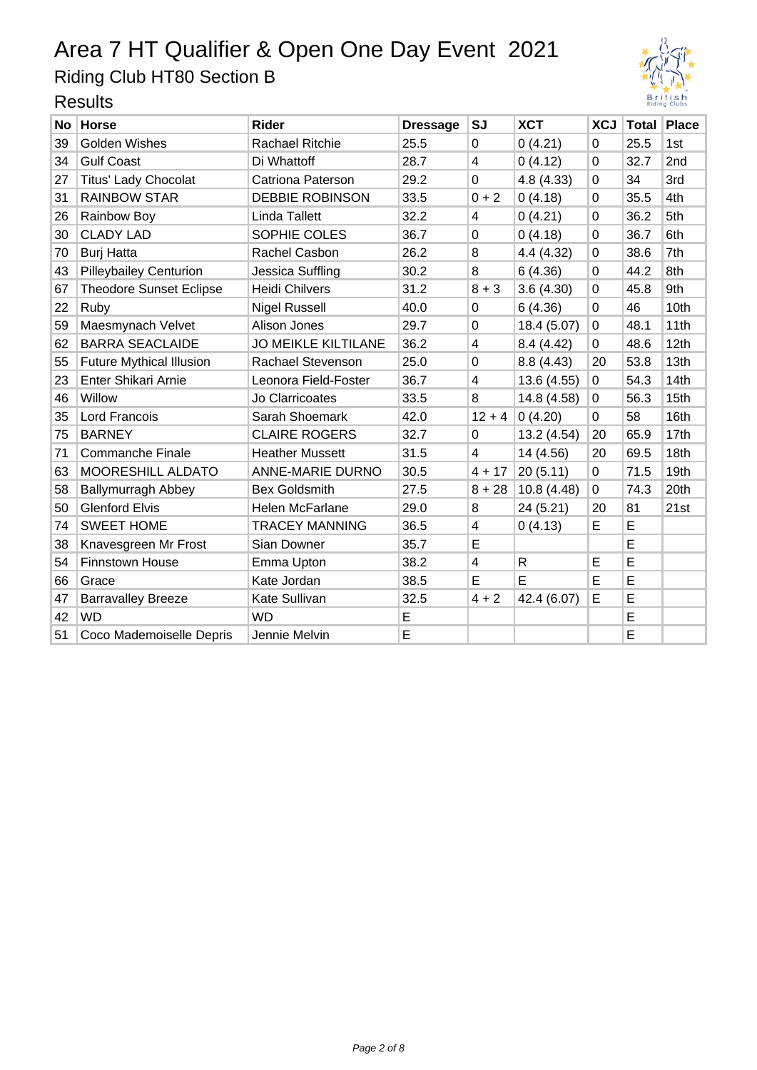# Area 7 HT Qualifier & Open One Day Event 2021

## Riding Club HT80 Section B

### Results

| No | Horse | Rider | Dressage | SJ | XCT | XCJ | Total | Place |
|---|---|---|---|---|---|---|---|---|
| 39 | Golden Wishes | Rachael Ritchie | 25.5 | 0 | 0 (4.21) | 0 | 25.5 | 1st |
| 34 | Gulf Coast | Di Whattoff | 28.7 | 4 | 0 (4.12) | 0 | 32.7 | 2nd |
| 27 | Titus' Lady Chocolat | Catriona Paterson | 29.2 | 0 | 4.8 (4.33) | 0 | 34 | 3rd |
| 31 | RAINBOW STAR | DEBBIE ROBINSON | 33.5 | 0 + 2 | 0 (4.18) | 0 | 35.5 | 4th |
| 26 | Rainbow Boy | Linda Tallett | 32.2 | 4 | 0 (4.21) | 0 | 36.2 | 5th |
| 30 | CLADY LAD | SOPHIE COLES | 36.7 | 0 | 0 (4.18) | 0 | 36.7 | 6th |
| 70 | Burj Hatta | Rachel Casbon | 26.2 | 8 | 4.4 (4.32) | 0 | 38.6 | 7th |
| 43 | Pilleybailey Centurion | Jessica Suffling | 30.2 | 8 | 6 (4.36) | 0 | 44.2 | 8th |
| 67 | Theodore Sunset Eclipse | Heidi Chilvers | 31.2 | 8 + 3 | 3.6 (4.30) | 0 | 45.8 | 9th |
| 22 | Ruby | Nigel Russell | 40.0 | 0 | 6 (4.36) | 0 | 46 | 10th |
| 59 | Maesmynach Velvet | Alison Jones | 29.7 | 0 | 18.4 (5.07) | 0 | 48.1 | 11th |
| 62 | BARRA SEACLAIDE | JO MEIKLE KILTILANE | 36.2 | 4 | 8.4 (4.42) | 0 | 48.6 | 12th |
| 55 | Future Mythical Illusion | Rachael Stevenson | 25.0 | 0 | 8.8 (4.43) | 20 | 53.8 | 13th |
| 23 | Enter Shikari Arnie | Leonora Field-Foster | 36.7 | 4 | 13.6 (4.55) | 0 | 54.3 | 14th |
| 46 | Willow | Jo Clarricoates | 33.5 | 8 | 14.8 (4.58) | 0 | 56.3 | 15th |
| 35 | Lord Francois | Sarah Shoemark | 42.0 | 12 + 4 | 0 (4.20) | 0 | 58 | 16th |
| 75 | BARNEY | CLAIRE ROGERS | 32.7 | 0 | 13.2 (4.54) | 20 | 65.9 | 17th |
| 71 | Commanche Finale | Heather Mussett | 31.5 | 4 | 14 (4.56) | 20 | 69.5 | 18th |
| 63 | MOORESHILL ALDATO | ANNE-MARIE DURNO | 30.5 | 4 + 17 | 20 (5.11) | 0 | 71.5 | 19th |
| 58 | Ballymurragh Abbey | Bex Goldsmith | 27.5 | 8 + 28 | 10.8 (4.48) | 0 | 74.3 | 20th |
| 50 | Glenford Elvis | Helen McFarlane | 29.0 | 8 | 24 (5.21) | 20 | 81 | 21st |
| 74 | SWEET HOME | TRACEY MANNING | 36.5 | 4 | 0 (4.13) | E | E | |
| 38 | Knavesgreen Mr Frost | Sian Downer | 35.7 | E | | | E | |
| 54 | Finnstown House | Emma Upton | 38.2 | 4 | R | E | E | |
| 66 | Grace | Kate Jordan | 38.5 | E | E | E | E | |
| 47 | Barravalley Breeze | Kate Sullivan | 32.5 | 4 + 2 | 42.4 (6.07) | E | E | |
| 42 | WD | WD | E | | | | E | |
| 51 | Coco Mademoiselle Depris | Jennie Melvin | E | | | | E | |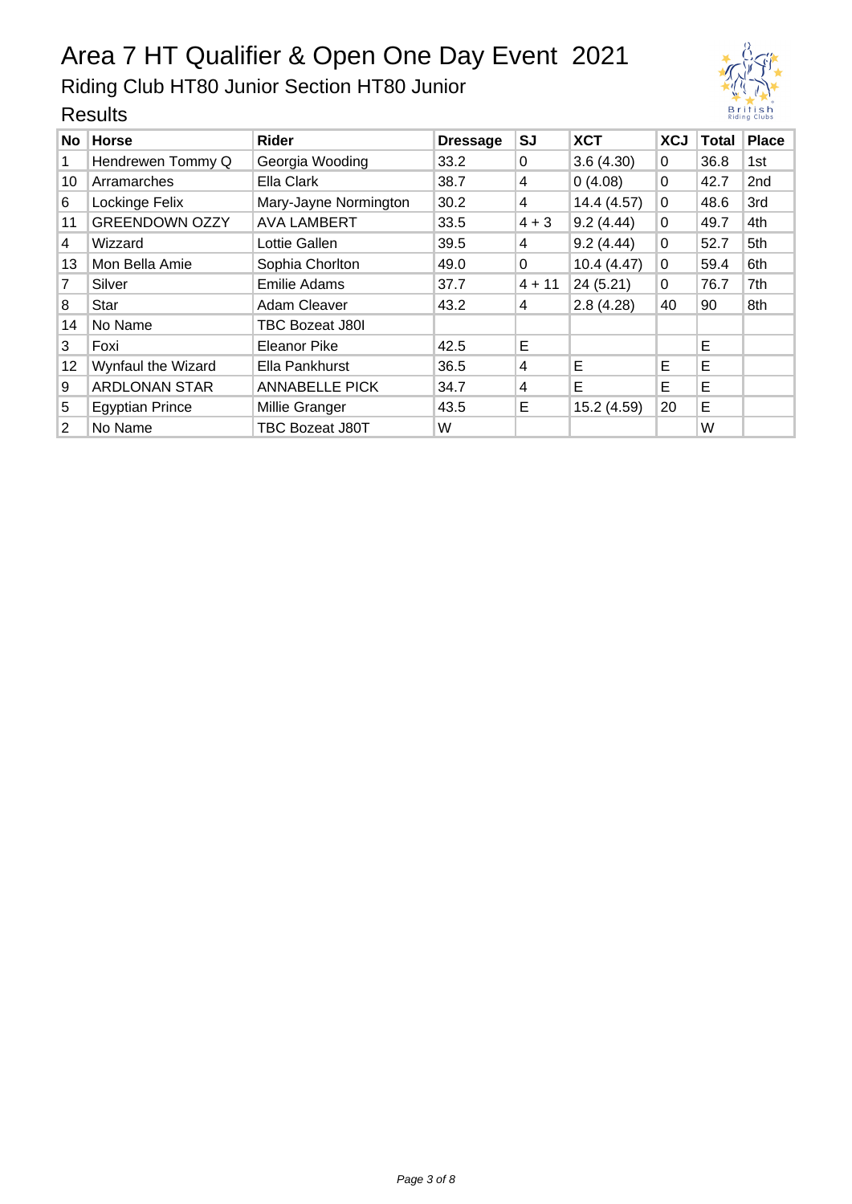# Area 7 HT Qualifier & Open One Day Event 2021

## Riding Club HT80 Junior Section HT80 Junior

### Results

| No | Horse | Rider | Dressage | SJ | XCT | XCJ | Total | Place |
|---|---|---|---|---|---|---|---|---|
| 1 | Hendrewen Tommy Q | Georgia Wooding | 33.2 | 0 | 3.6 (4.30) | 0 | 36.8 | 1st |
| 10 | Arramarches | Ella Clark | 38.7 | 4 | 0 (4.08) | 0 | 42.7 | 2nd |
| 6 | Lockinge Felix | Mary-Jayne Normington | 30.2 | 4 | 14.4 (4.57) | 0 | 48.6 | 3rd |
| 11 | GREENDOWN OZZY | AVA LAMBERT | 33.5 | 4 + 3 | 9.2 (4.44) | 0 | 49.7 | 4th |
| 4 | Wizzard | Lottie Gallen | 39.5 | 4 | 9.2 (4.44) | 0 | 52.7 | 5th |
| 13 | Mon Bella Amie | Sophia Chorlton | 49.0 | 0 | 10.4 (4.47) | 0 | 59.4 | 6th |
| 7 | Silver | Emilie Adams | 37.7 | 4 + 11 | 24 (5.21) | 0 | 76.7 | 7th |
| 8 | Star | Adam Cleaver | 43.2 | 4 | 2.8 (4.28) | 40 | 90 | 8th |
| 14 | No Name | TBC Bozeat J80I | | | | | | |
| 3 | Foxi | Eleanor Pike | 42.5 | E | | | E | |
| 12 | Wynfaul the Wizard | Ella Pankhurst | 36.5 | 4 | E | E | E | |
| 9 | ARDLONAN STAR | ANNABELLE PICK | 34.7 | 4 | E | E | E | |
| 5 | Egyptian Prince | Millie Granger | 43.5 | E | 15.2 (4.59) | 20 | E | |
| 2 | No Name | TBC Bozeat J80T | W | | | | W | |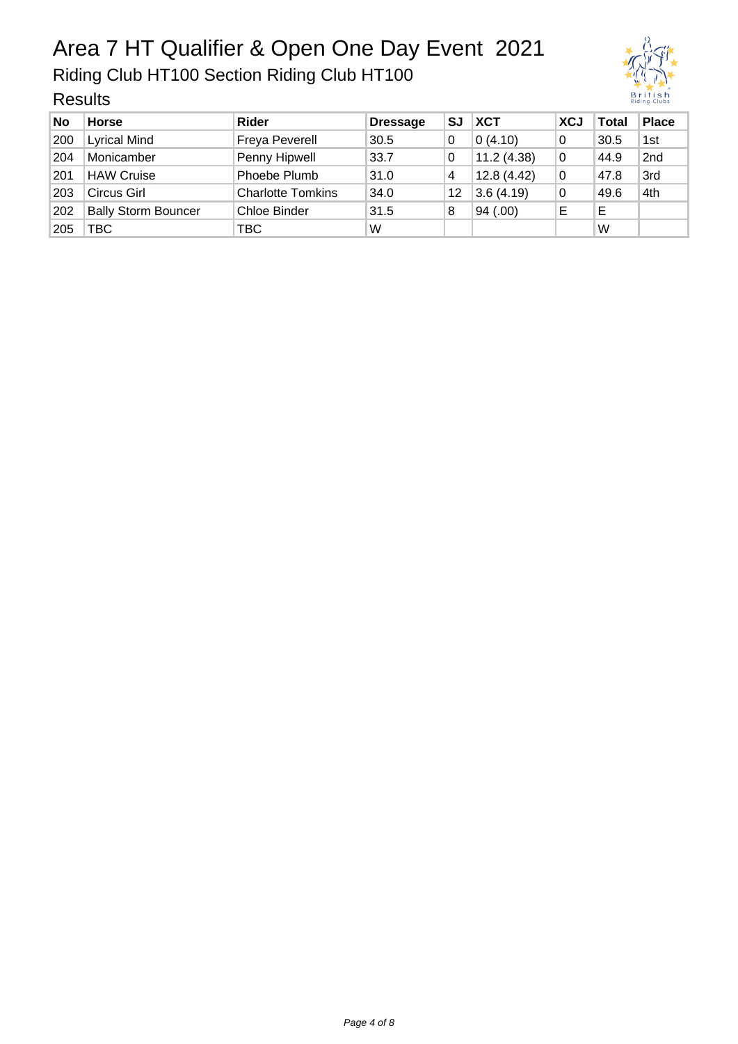# Area 7 HT Qualifier & Open One Day Event 2021

## Riding Club HT100 Section Riding Club HT100

### Results

| No | Horse | Rider | Dressage | SJ | XCT | XCJ | Total | Place |
|---|---|---|---|---|---|---|---|---|
| 200 | Lyrical Mind | Freya Peverell | 30.5 | 0 | 0 (4.10) | 0 | 30.5 | 1st |
| 204 | Monicamber | Penny Hipwell | 33.7 | 0 | 11.2 (4.38) | 0 | 44.9 | 2nd |
| 201 | HAW Cruise | Phoebe Plumb | 31.0 | 4 | 12.8 (4.42) | 0 | 47.8 | 3rd |
| 203 | Circus Girl | Charlotte Tomkins | 34.0 | 12 | 3.6 (4.19) | 0 | 49.6 | 4th |
| 202 | Bally Storm Bouncer | Chloe Binder | 31.5 | 8 | 94 (.00) | E | E | |
| 205 | TBC | TBC | W | | | | W | |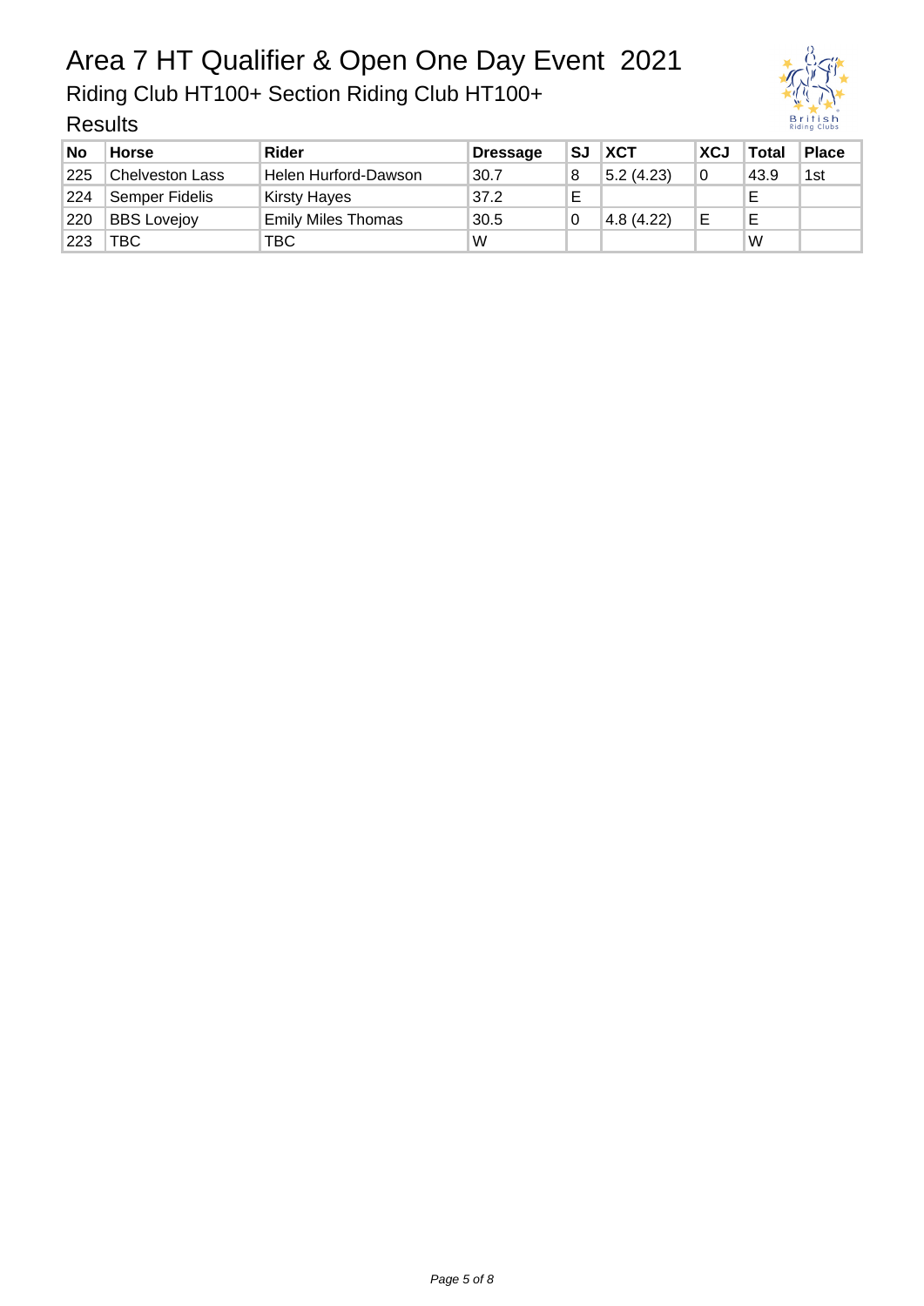# Area 7 HT Qualifier & Open One Day Event 2021

## Riding Club HT100+ Section Riding Club HT100+

### Results

| No | Horse | Rider | Dressage | SJ | XCT | XCJ | Total | Place |
|---|---|---|---|---|---|---|---|---|
| 225 | Chelveston Lass | Helen Hurford-Dawson | 30.7 | 8 | 5.2 (4.23) | 0 | 43.9 | 1st |
| 224 | Semper Fidelis | Kirsty Hayes | 37.2 | E | | | E | |
| 220 | BBS Lovejoy | Emily Miles Thomas | 30.5 | 0 | 4.8 (4.22) | E | E | |
| 223 | TBC | TBC | W | | | | W | |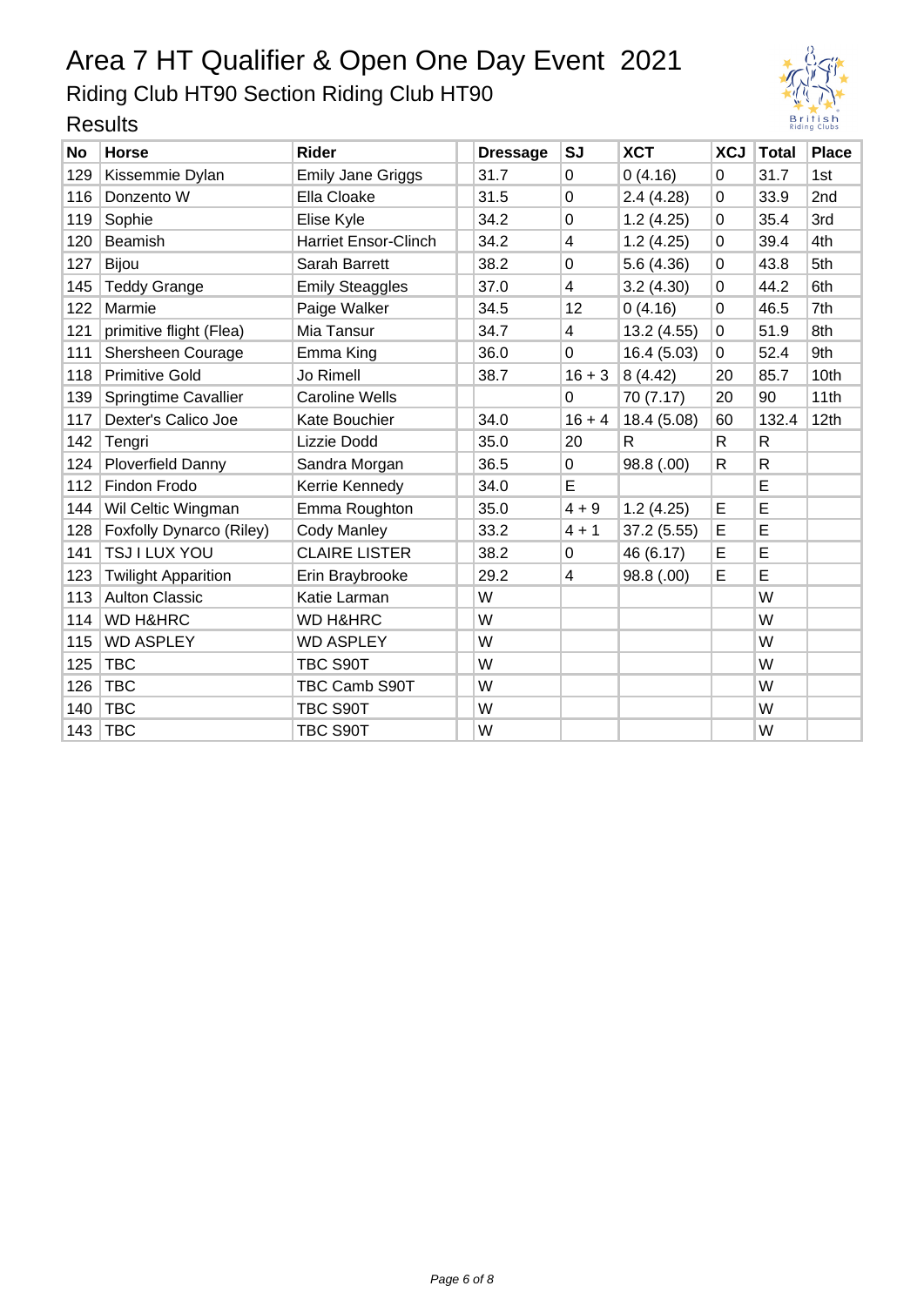# Area 7 HT Qualifier & Open One Day Event 2021

## Riding Club HT90 Section Riding Club HT90

### Results

| No | Horse | Rider | Dressage | SJ | XCT | XCJ | Total | Place |
|---|---|---|---|---|---|---|---|---|
| 129 | Kissemmie Dylan | Emily Jane Griggs | 31.7 | 0 | 0 (4.16) | 0 | 31.7 | 1st |
| 116 | Donzento W | Ella Cloake | 31.5 | 0 | 2.4 (4.28) | 0 | 33.9 | 2nd |
| 119 | Sophie | Elise Kyle | 34.2 | 0 | 1.2 (4.25) | 0 | 35.4 | 3rd |
| 120 | Beamish | Harriet Ensor-Clinch | 34.2 | 4 | 1.2 (4.25) | 0 | 39.4 | 4th |
| 127 | Bijou | Sarah Barrett | 38.2 | 0 | 5.6 (4.36) | 0 | 43.8 | 5th |
| 145 | Teddy Grange | Emily Steaggles | 37.0 | 4 | 3.2 (4.30) | 0 | 44.2 | 6th |
| 122 | Marmie | Paige Walker | 34.5 | 12 | 0 (4.16) | 0 | 46.5 | 7th |
| 121 | primitive flight (Flea) | Mia Tansur | 34.7 | 4 | 13.2 (4.55) | 0 | 51.9 | 8th |
| 111 | Shersheen Courage | Emma King | 36.0 | 0 | 16.4 (5.03) | 0 | 52.4 | 9th |
| 118 | Primitive Gold | Jo Rimell | 38.7 | 16 + 3 | 8 (4.42) | 20 | 85.7 | 10th |
| 139 | Springtime Cavallier | Caroline Wells | | 0 | 70 (7.17) | 20 | 90 | 11th |
| 117 | Dexter's Calico Joe | Kate Bouchier | 34.0 | 16 + 4 | 18.4 (5.08) | 60 | 132.4 | 12th |
| 142 | Tengri | Lizzie Dodd | 35.0 | 20 | R | R | R | |
| 124 | Ploverfield Danny | Sandra Morgan | 36.5 | 0 | 98.8 (.00) | R | R | |
| 112 | Findon Frodo | Kerrie Kennedy | 34.0 | E | | | E | |
| 144 | Wil Celtic Wingman | Emma Roughton | 35.0 | 4 + 9 | 1.2 (4.25) | E | E | |
| 128 | Foxfolly Dynarco (Riley) | Cody Manley | 33.2 | 4 + 1 | 37.2 (5.55) | E | E | |
| 141 | TSJ I LUX YOU | CLAIRE LISTER | 38.2 | 0 | 46 (6.17) | E | E | |
| 123 | Twilight Apparition | Erin Braybrooke | 29.2 | 4 | 98.8 (.00) | E | E | |
| 113 | Aulton Classic | Katie Larman | W | | | | W | |
| 114 | WD H&HRC | WD H&HRC | W | | | | W | |
| 115 | WD ASPLEY | WD ASPLEY | W | | | | W | |
| 125 | TBC | TBC S90T | W | | | | W | |
| 126 | TBC | TBC Camb S90T | W | | | | W | |
| 140 | TBC | TBC S90T | W | | | | W | |
| 143 | TBC | TBC S90T | W | | | | W | |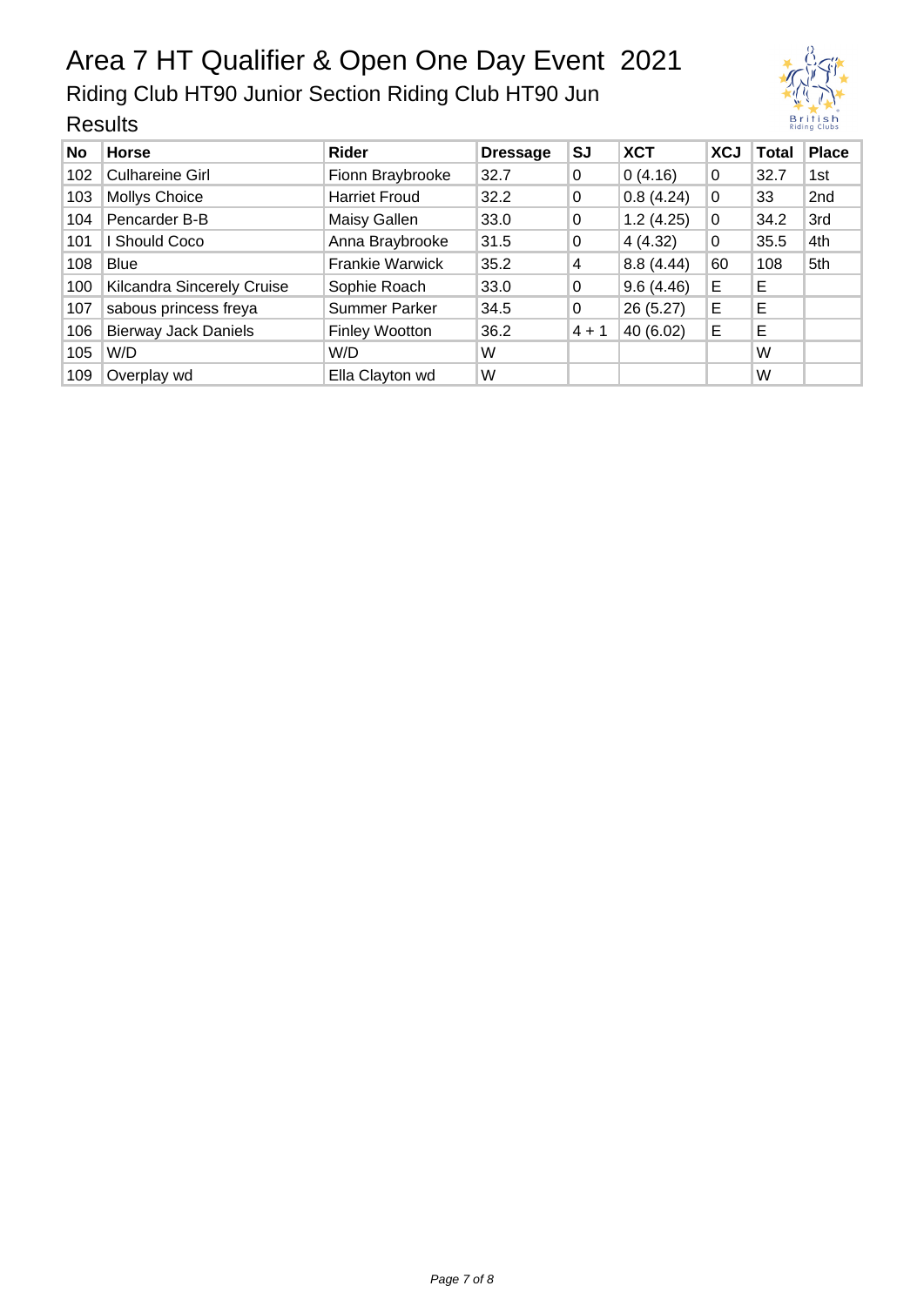# Area 7 HT Qualifier & Open One Day Event 2021

## Riding Club HT90 Junior Section Riding Club HT90 Jun

### Results

| No | Horse | Rider | Dressage | SJ | XCT | XCJ | Total | Place |
|---|---|---|---|---|---|---|---|---|
| 102 | Culhareine Girl | Fionn Braybrooke | 32.7 | 0 | 0 (4.16) | 0 | 32.7 | 1st |
| 103 | Mollys Choice | Harriet Froud | 32.2 | 0 | 0.8 (4.24) | 0 | 33 | 2nd |
| 104 | Pencarder B-B | Maisy Gallen | 33.0 | 0 | 1.2 (4.25) | 0 | 34.2 | 3rd |
| 101 | I Should Coco | Anna Braybrooke | 31.5 | 0 | 4 (4.32) | 0 | 35.5 | 4th |
| 108 | Blue | Frankie Warwick | 35.2 | 4 | 8.8 (4.44) | 60 | 108 | 5th |
| 100 | Kilcandra Sincerely Cruise | Sophie Roach | 33.0 | 0 | 9.6 (4.46) | E | E | |
| 107 | sabous princess freya | Summer Parker | 34.5 | 0 | 26 (5.27) | E | E | |
| 106 | Bierway Jack Daniels | Finley Wootton | 36.2 | 4 + 1 | 40 (6.02) | E | E | |
| 105 | W/D | W/D | W | | | | W | |
| 109 | Overplay wd | Ella Clayton wd | W | | | | W | |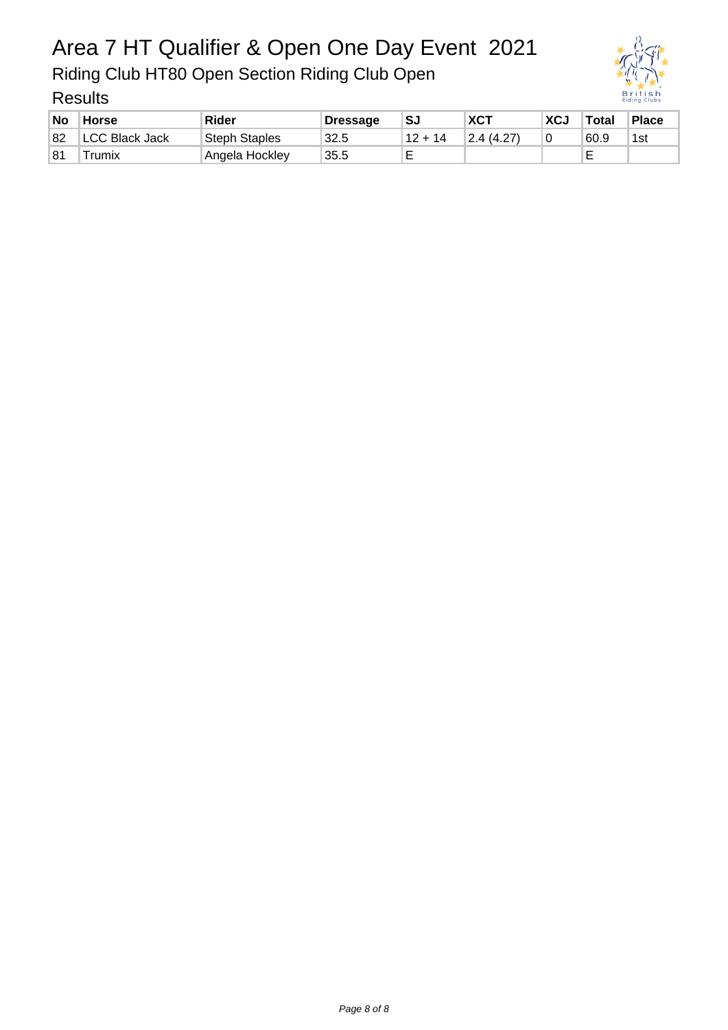# Area 7 HT Qualifier & Open One Day Event 2021

## Riding Club HT80 Open Section Riding Club Open

### Results

| No | Horse | Rider | Dressage | SJ | XCT | XCJ | Total | Place |
|---|---|---|---|---|---|---|---|---|
| 82 | LCC Black Jack | Steph Staples | 32.5 | 12 + 14 | 2.4 (4.27) | 0 | 60.9 | 1st |
| 81 | Trumix | Angela Hockley | 35.5 | E | | | E | |